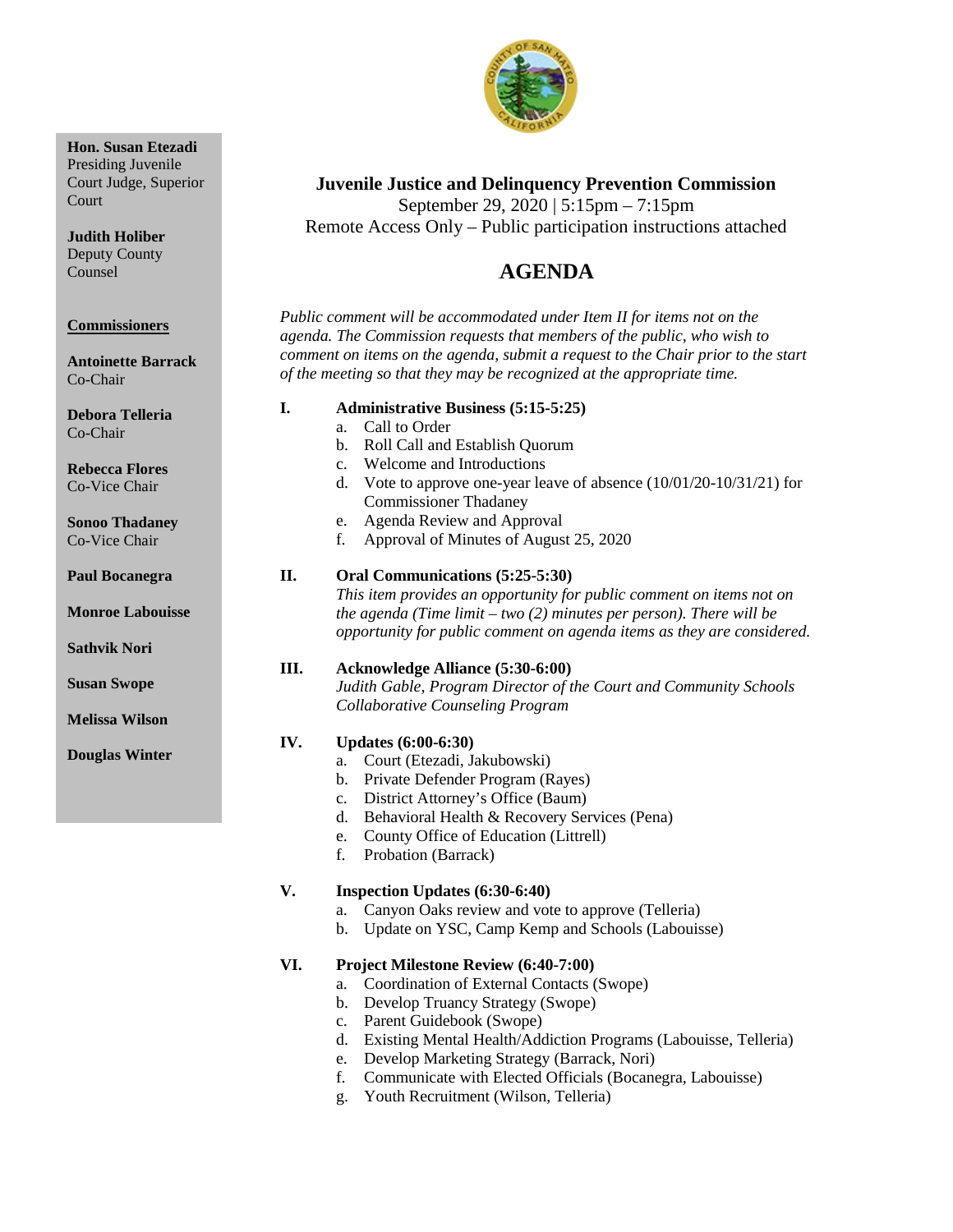**Hon. Susan Etezadi**
Presiding Juvenile Court Judge, Superior Court

**Judith Holiber**
Deputy County Counsel

**Commissioners**

**Antoinette Barrack**
Co-Chair

**Debora Telleria**
Co-Chair

**Rebecca Flores**
Co-Vice Chair

**Sonoo Thadaney**
Co-Vice Chair

**Paul Bocanegra**

**Monroe Labouisse**

**Sathvik Nori**

**Susan Swope**

**Melissa Wilson**

**Douglas Winter**

**Juvenile Justice and Delinquency Prevention Commission**
September 29, 2020 | 5:15pm – 7:15pm
Remote Access Only – Public participation instructions attached

# AGENDA

*Public comment will be accommodated under Item II for items not on the agenda. The Commission requests that members of the public, who wish to comment on items on the agenda, submit a request to the Chair prior to the start of the meeting so that they may be recognized at the appropriate time.*

**I. Administrative Business (5:15-5:25)**

a. Call to Order
b. Roll Call and Establish Quorum
c. Welcome and Introductions
d. Vote to approve one-year leave of absence (10/01/20-10/31/21) for Commissioner Thadaney
e. Agenda Review and Approval
f. Approval of Minutes of August 25, 2020

**II. Oral Communications (5:25-5:30)**

*This item provides an opportunity for public comment on items not on the agenda (Time limit – two (2) minutes per person). There will be opportunity for public comment on agenda items as they are considered.*

**III. Acknowledge Alliance (5:30-6:00)**

*Judith Gable, Program Director of the Court and Community Schools Collaborative Counseling Program*

**IV. Updates (6:00-6:30)**

a. Court (Etezadi, Jakubowski)
b. Private Defender Program (Rayes)
c. District Attorney's Office (Baum)
d. Behavioral Health & Recovery Services (Pena)
e. County Office of Education (Littrell)
f. Probation (Barrack)

**V. Inspection Updates (6:30-6:40)**

a. Canyon Oaks review and vote to approve (Telleria)
b. Update on YSC, Camp Kemp and Schools (Labouisse)

**VI. Project Milestone Review (6:40-7:00)**

a. Coordination of External Contacts (Swope)
b. Develop Truancy Strategy (Swope)
c. Parent Guidebook (Swope)
d. Existing Mental Health/Addiction Programs (Labouisse, Telleria)
e. Develop Marketing Strategy (Barrack, Nori)
f. Communicate with Elected Officials (Bocanegra, Labouisse)
g. Youth Recruitment (Wilson, Telleria)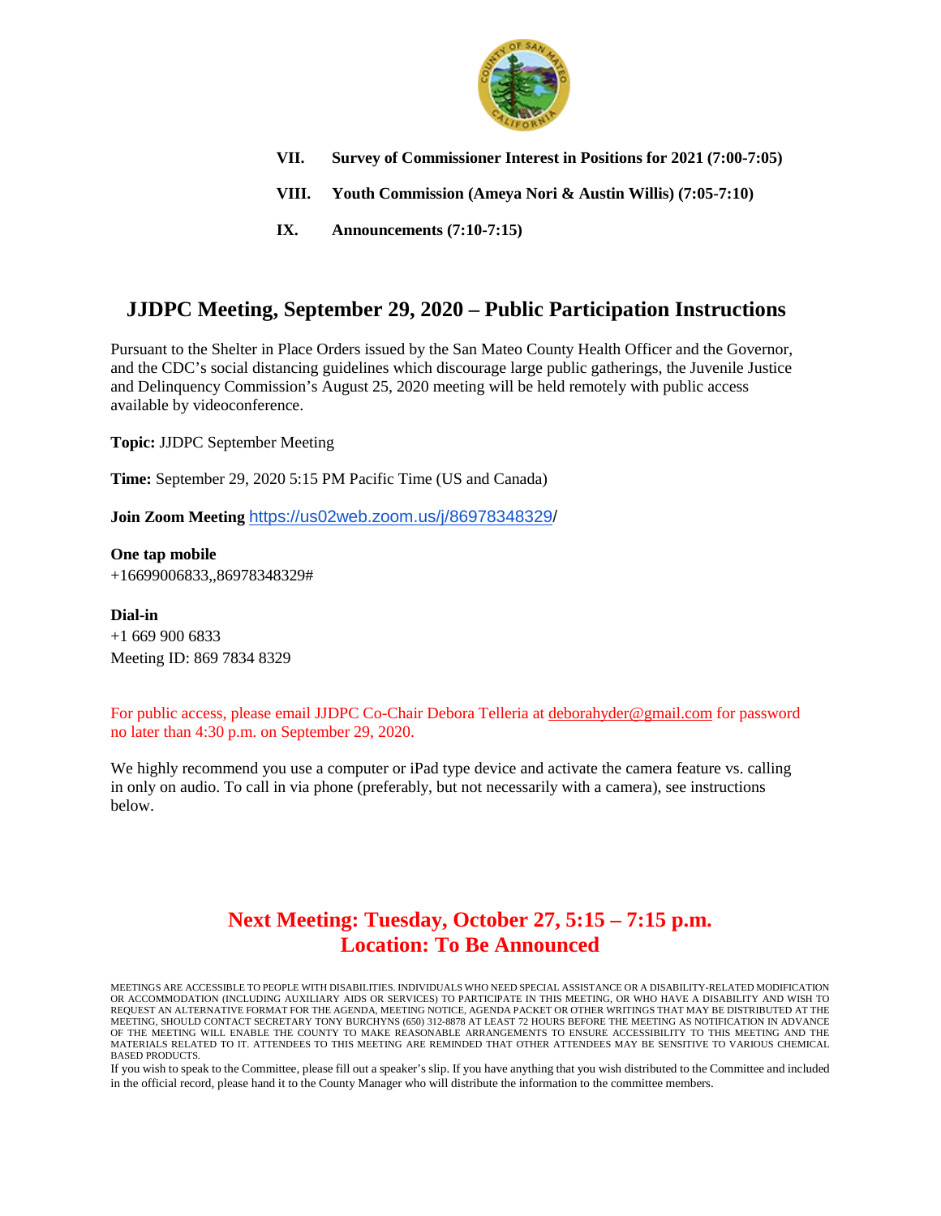**VII. Survey of Commissioner Interest in Positions for 2021 (7:00-7:05)**

**VIII. Youth Commission (Ameya Nori & Austin Willis) (7:05-7:10)**

**IX. Announcements (7:10-7:15)**

## JJDPC Meeting, September 29, 2020 – Public Participation Instructions

Pursuant to the Shelter in Place Orders issued by the San Mateo County Health Officer and the Governor, and the CDC's social distancing guidelines which discourage large public gatherings, the Juvenile Justice and Delinquency Commission's August 25, 2020 meeting will be held remotely with public access available by videoconference.

**Topic:** JJDPC September Meeting

**Time:** September 29, 2020 5:15 PM Pacific Time (US and Canada)

**Join Zoom Meeting** https://us02web.zoom.us/j/86978348329/

**One tap mobile**
+16699006833,,86978348329#

**Dial-in**
+1 669 900 6833
Meeting ID: 869 7834 8329

For public access, please email JJDPC Co-Chair Debora Telleria at deborahyder@gmail.com for password no later than 4:30 p.m. on September 29, 2020.

We highly recommend you use a computer or iPad type device and activate the camera feature vs. calling in only on audio. To call in via phone (preferably, but not necessarily with a camera), see instructions below.

## Next Meeting: Tuesday, October 27, 5:15 – 7:15 p.m.
## Location: To Be Announced

MEETINGS ARE ACCESSIBLE TO PEOPLE WITH DISABILITIES. INDIVIDUALS WHO NEED SPECIAL ASSISTANCE OR A DISABILITY-RELATED MODIFICATION OR ACCOMMODATION (INCLUDING AUXILIARY AIDS OR SERVICES) TO PARTICIPATE IN THIS MEETING, OR WHO HAVE A DISABILITY AND WISH TO REQUEST AN ALTERNATIVE FORMAT FOR THE AGENDA, MEETING NOTICE, AGENDA PACKET OR OTHER WRITINGS THAT MAY BE DISTRIBUTED AT THE MEETING, SHOULD CONTACT SECRETARY TONY BURCHYNS (650) 312-8878 AT LEAST 72 HOURS BEFORE THE MEETING AS NOTIFICATION IN ADVANCE OF THE MEETING WILL ENABLE THE COUNTY TO MAKE REASONABLE ARRANGEMENTS TO ENSURE ACCESSIBILITY TO THIS MEETING AND THE MATERIALS RELATED TO IT. ATTENDEES TO THIS MEETING ARE REMINDED THAT OTHER ATTENDEES MAY BE SENSITIVE TO VARIOUS CHEMICAL BASED PRODUCTS.

If you wish to speak to the Committee, please fill out a speaker's slip. If you have anything that you wish distributed to the Committee and included in the official record, please hand it to the County Manager who will distribute the information to the committee members.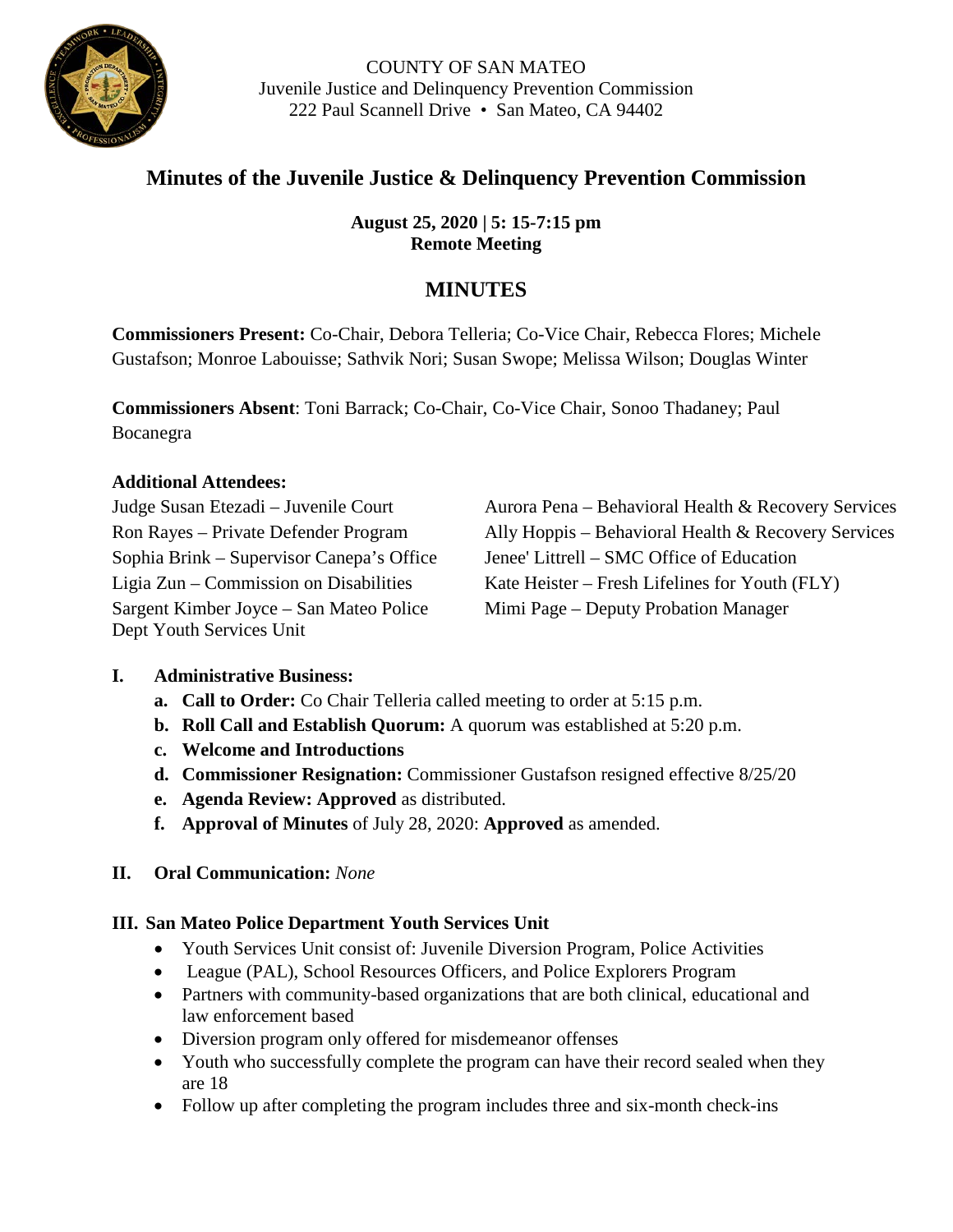COUNTY OF SAN MATEO
Juvenile Justice and Delinquency Prevention Commission
222 Paul Scannell Drive • San Mateo, CA 94402

# Minutes of the Juvenile Justice & Delinquency Prevention Commission

**August 25, 2020 | 5: 15-7:15 pm**
**Remote Meeting**

## MINUTES

**Commissioners Present:** Co-Chair, Debora Telleria; Co-Vice Chair, Rebecca Flores; Michele Gustafson; Monroe Labouisse; Sathvik Nori; Susan Swope; Melissa Wilson; Douglas Winter

**Commissioners Absent**: Toni Barrack; Co-Chair, Co-Vice Chair, Sonoo Thadaney; Paul Bocanegra

**Additional Attendees:**

Judge Susan Etezadi – Juvenile Court
Ron Rayes – Private Defender Program
Sophia Brink – Supervisor Canepa's Office
Ligia Zun – Commission on Disabilities
Sargent Kimber Joyce – San Mateo Police Dept Youth Services Unit
Aurora Pena – Behavioral Health & Recovery Services
Ally Hoppis – Behavioral Health & Recovery Services
Jenee' Littrell – SMC Office of Education
Kate Heister – Fresh Lifelines for Youth (FLY)
Mimi Page – Deputy Probation Manager

**I. Administrative Business:**

- **a. Call to Order:** Co Chair Telleria called meeting to order at 5:15 p.m.
- **b. Roll Call and Establish Quorum:** A quorum was established at 5:20 p.m.
- **c. Welcome and Introductions**
- **d. Commissioner Resignation:** Commissioner Gustafson resigned effective 8/25/20
- **e. Agenda Review: Approved** as distributed.
- **f. Approval of Minutes** of July 28, 2020: **Approved** as amended.

**II. Oral Communication:** *None*

**III. San Mateo Police Department Youth Services Unit**

- Youth Services Unit consist of: Juvenile Diversion Program, Police Activities
- League (PAL), School Resources Officers, and Police Explorers Program
- Partners with community-based organizations that are both clinical, educational and law enforcement based
- Diversion program only offered for misdemeanor offenses
- Youth who successfully complete the program can have their record sealed when they are 18
- Follow up after completing the program includes three and six-month check-ins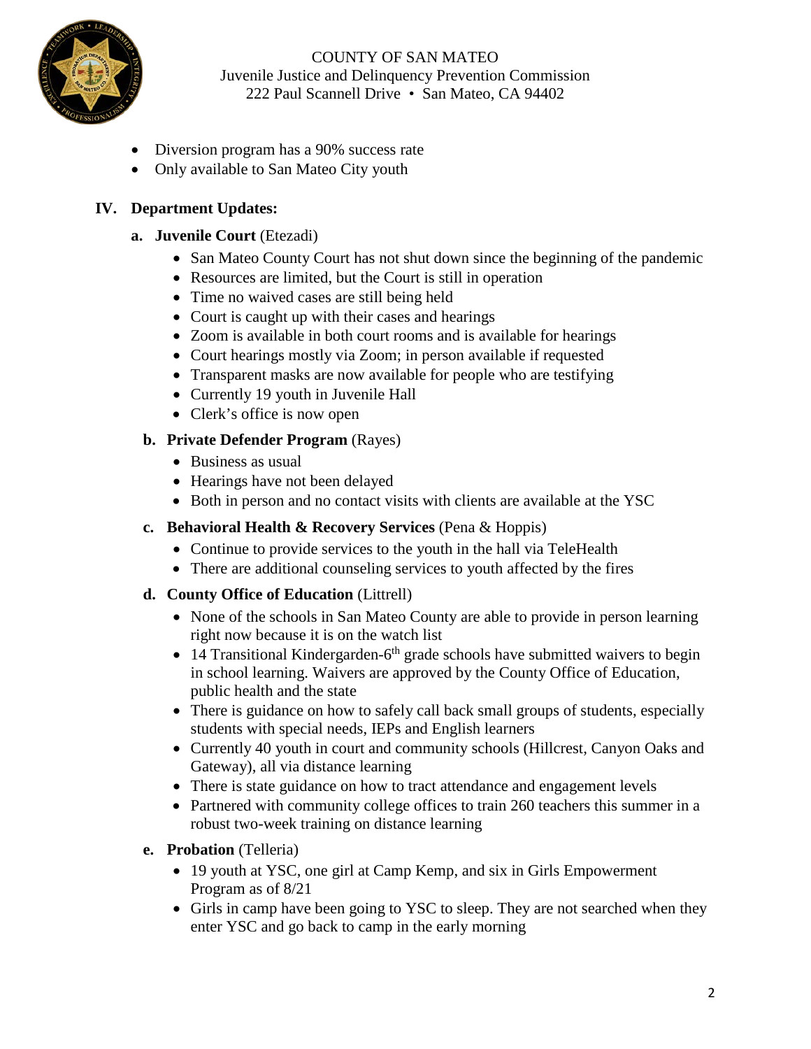- Diversion program has a 90% success rate
- Only available to San Mateo City youth

## IV. Department Updates:

### a. **Juvenile Court** (Etezadi)

- San Mateo County Court has not shut down since the beginning of the pandemic
- Resources are limited, but the Court is still in operation
- Time no waived cases are still being held
- Court is caught up with their cases and hearings
- Zoom is available in both court rooms and is available for hearings
- Court hearings mostly via Zoom; in person available if requested
- Transparent masks are now available for people who are testifying
- Currently 19 youth in Juvenile Hall
- Clerk's office is now open

### b. **Private Defender Program** (Rayes)

- Business as usual
- Hearings have not been delayed
- Both in person and no contact visits with clients are available at the YSC

### c. **Behavioral Health & Recovery Services** (Pena & Hoppis)

- Continue to provide services to the youth in the hall via TeleHealth
- There are additional counseling services to youth affected by the fires

### d. **County Office of Education** (Littrell)

- None of the schools in San Mateo County are able to provide in person learning right now because it is on the watch list
- 14 Transitional Kindergarden-6th grade schools have submitted waivers to begin in school learning. Waivers are approved by the County Office of Education, public health and the state
- There is guidance on how to safely call back small groups of students, especially students with special needs, IEPs and English learners
- Currently 40 youth in court and community schools (Hillcrest, Canyon Oaks and Gateway), all via distance learning
- There is state guidance on how to tract attendance and engagement levels
- Partnered with community college offices to train 260 teachers this summer in a robust two-week training on distance learning

### e. **Probation** (Telleria)

- 19 youth at YSC, one girl at Camp Kemp, and six in Girls Empowerment Program as of 8/21
- Girls in camp have been going to YSC to sleep. They are not searched when they enter YSC and go back to camp in the early morning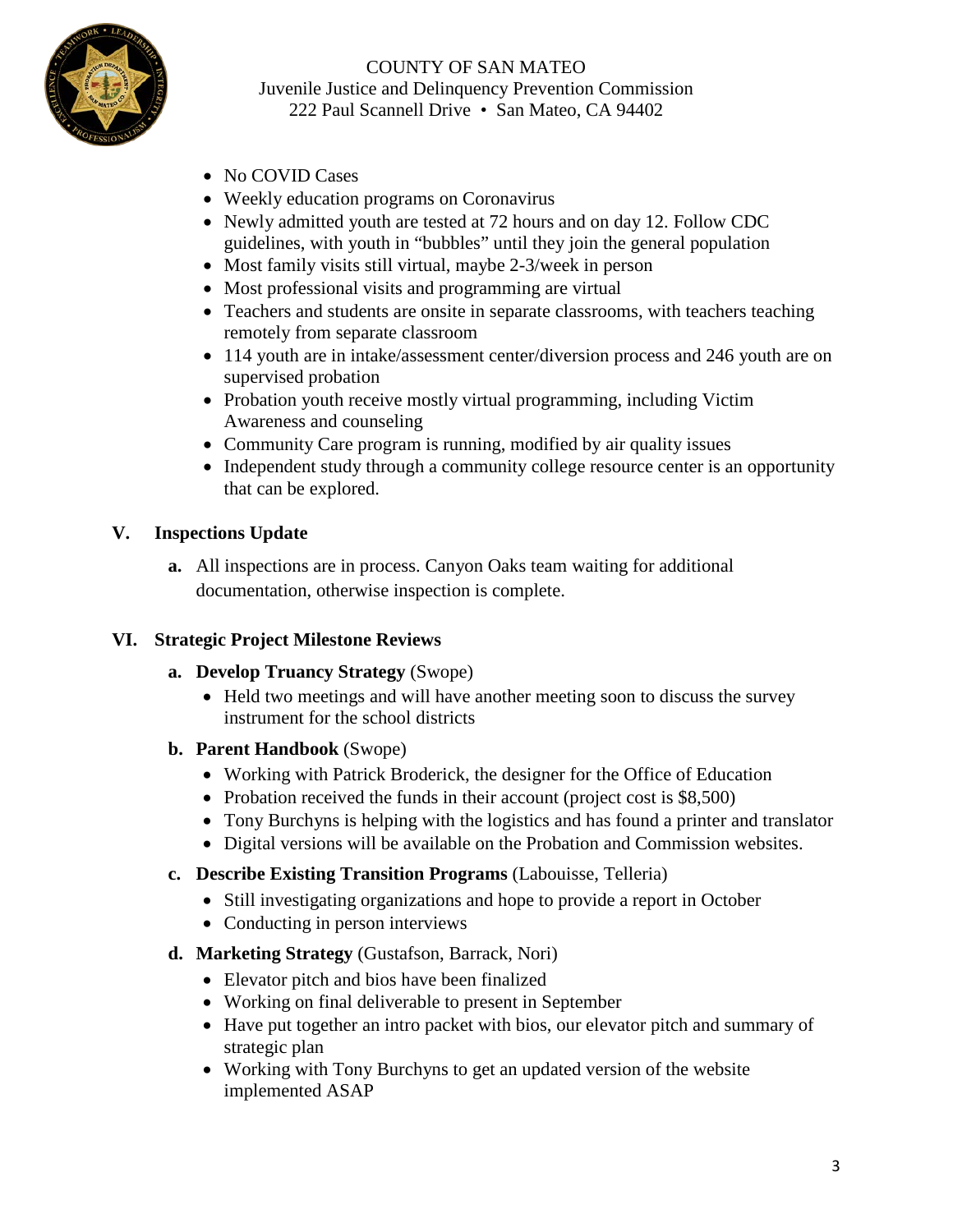COUNTY OF SAN MATEO
Juvenile Justice and Delinquency Prevention Commission
222 Paul Scannell Drive • San Mateo, CA 94402

- No COVID Cases
- Weekly education programs on Coronavirus
- Newly admitted youth are tested at 72 hours and on day 12. Follow CDC guidelines, with youth in "bubbles" until they join the general population
- Most family visits still virtual, maybe 2-3/week in person
- Most professional visits and programming are virtual
- Teachers and students are onsite in separate classrooms, with teachers teaching remotely from separate classroom
- 114 youth are in intake/assessment center/diversion process and 246 youth are on supervised probation
- Probation youth receive mostly virtual programming, including Victim Awareness and counseling
- Community Care program is running, modified by air quality issues
- Independent study through a community college resource center is an opportunity that can be explored.

## V. Inspections Update

**a.** All inspections are in process. Canyon Oaks team waiting for additional documentation, otherwise inspection is complete.

## VI. Strategic Project Milestone Reviews

**a. Develop Truancy Strategy** (Swope)

- Held two meetings and will have another meeting soon to discuss the survey instrument for the school districts

**b. Parent Handbook** (Swope)

- Working with Patrick Broderick, the designer for the Office of Education
- Probation received the funds in their account (project cost is $8,500)
- Tony Burchyns is helping with the logistics and has found a printer and translator
- Digital versions will be available on the Probation and Commission websites.

**c. Describe Existing Transition Programs** (Labouisse, Telleria)

- Still investigating organizations and hope to provide a report in October
- Conducting in person interviews

**d. Marketing Strategy** (Gustafson, Barrack, Nori)

- Elevator pitch and bios have been finalized
- Working on final deliverable to present in September
- Have put together an intro packet with bios, our elevator pitch and summary of strategic plan
- Working with Tony Burchyns to get an updated version of the website implemented ASAP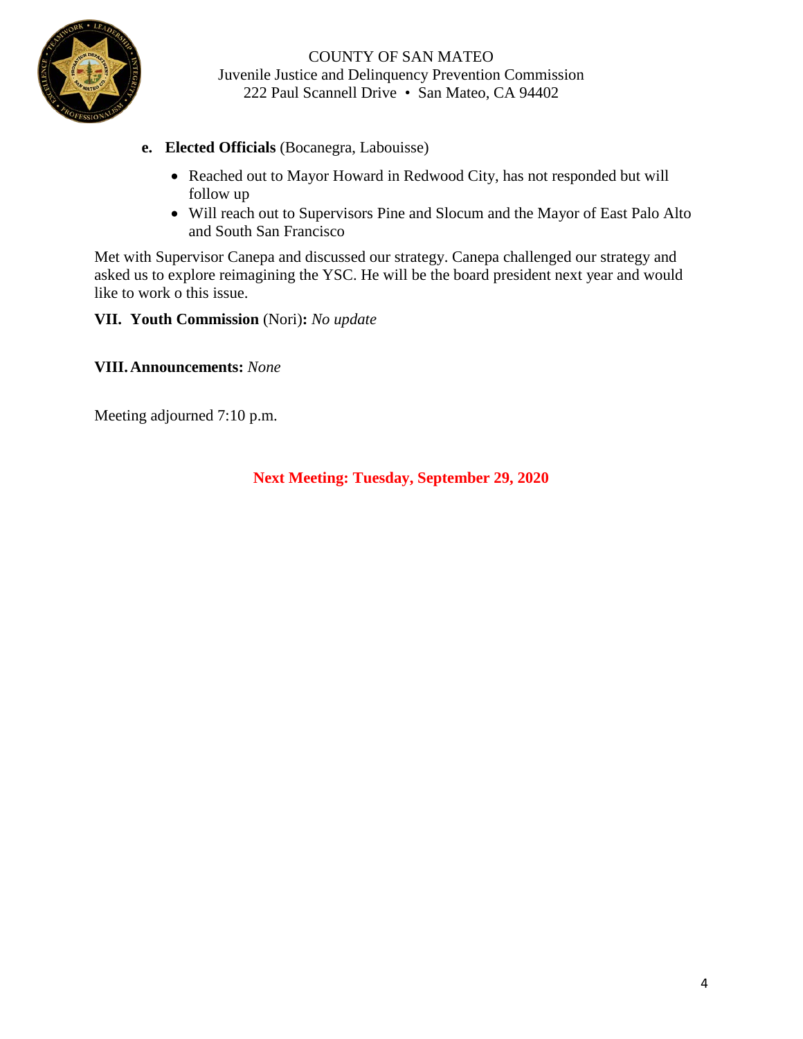**e. Elected Officials** (Bocanegra, Labouisse)

- Reached out to Mayor Howard in Redwood City, has not responded but will follow up
- Will reach out to Supervisors Pine and Slocum and the Mayor of East Palo Alto and South San Francisco

Met with Supervisor Canepa and discussed our strategy. Canepa challenged our strategy and asked us to explore reimagining the YSC. He will be the board president next year and would like to work o this issue.

**VII. Youth Commission** (Nori)**:** *No update*

**VIII. Announcements:** *None*

Meeting adjourned 7:10 p.m.

**Next Meeting: Tuesday, September 29, 2020**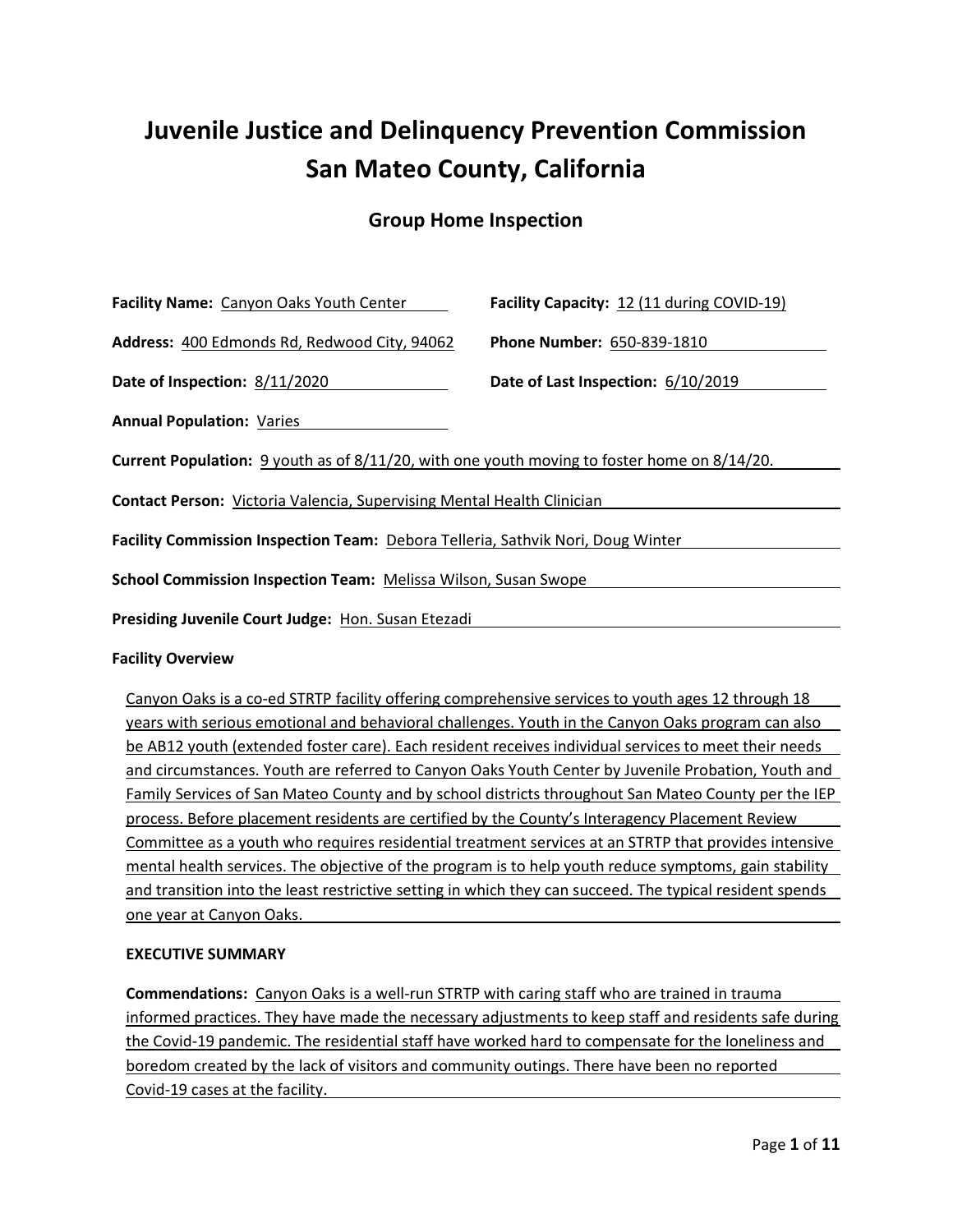# Juvenile Justice and Delinquency Prevention Commission
# San Mateo County, California

## Group Home Inspection

**Facility Name:** Canyon Oaks Youth Center

**Facility Capacity:** 12 (11 during COVID-19)

**Address:** 400 Edmonds Rd, Redwood City, 94062

**Phone Number:** 650-839-1810

**Date of Inspection:** 8/11/2020

**Date of Last Inspection:** 6/10/2019

**Annual Population:** Varies

**Current Population:** 9 youth as of 8/11/20, with one youth moving to foster home on 8/14/20.

**Contact Person:** Victoria Valencia, Supervising Mental Health Clinician

**Facility Commission Inspection Team:** Debora Telleria, Sathvik Nori, Doug Winter

**School Commission Inspection Team:** Melissa Wilson, Susan Swope

**Presiding Juvenile Court Judge:** Hon. Susan Etezadi

**Facility Overview**

Canyon Oaks is a co-ed STRTP facility offering comprehensive services to youth ages 12 through 18 years with serious emotional and behavioral challenges. Youth in the Canyon Oaks program can also be AB12 youth (extended foster care). Each resident receives individual services to meet their needs and circumstances. Youth are referred to Canyon Oaks Youth Center by Juvenile Probation, Youth and Family Services of San Mateo County and by school districts throughout San Mateo County per the IEP process. Before placement residents are certified by the County's Interagency Placement Review Committee as a youth who requires residential treatment services at an STRTP that provides intensive mental health services. The objective of the program is to help youth reduce symptoms, gain stability and transition into the least restrictive setting in which they can succeed. The typical resident spends one year at Canyon Oaks.

**EXECUTIVE SUMMARY**

**Commendations:** Canyon Oaks is a well-run STRTP with caring staff who are trained in trauma informed practices. They have made the necessary adjustments to keep staff and residents safe during the Covid-19 pandemic. The residential staff have worked hard to compensate for the loneliness and boredom created by the lack of visitors and community outings. There have been no reported Covid-19 cases at the facility.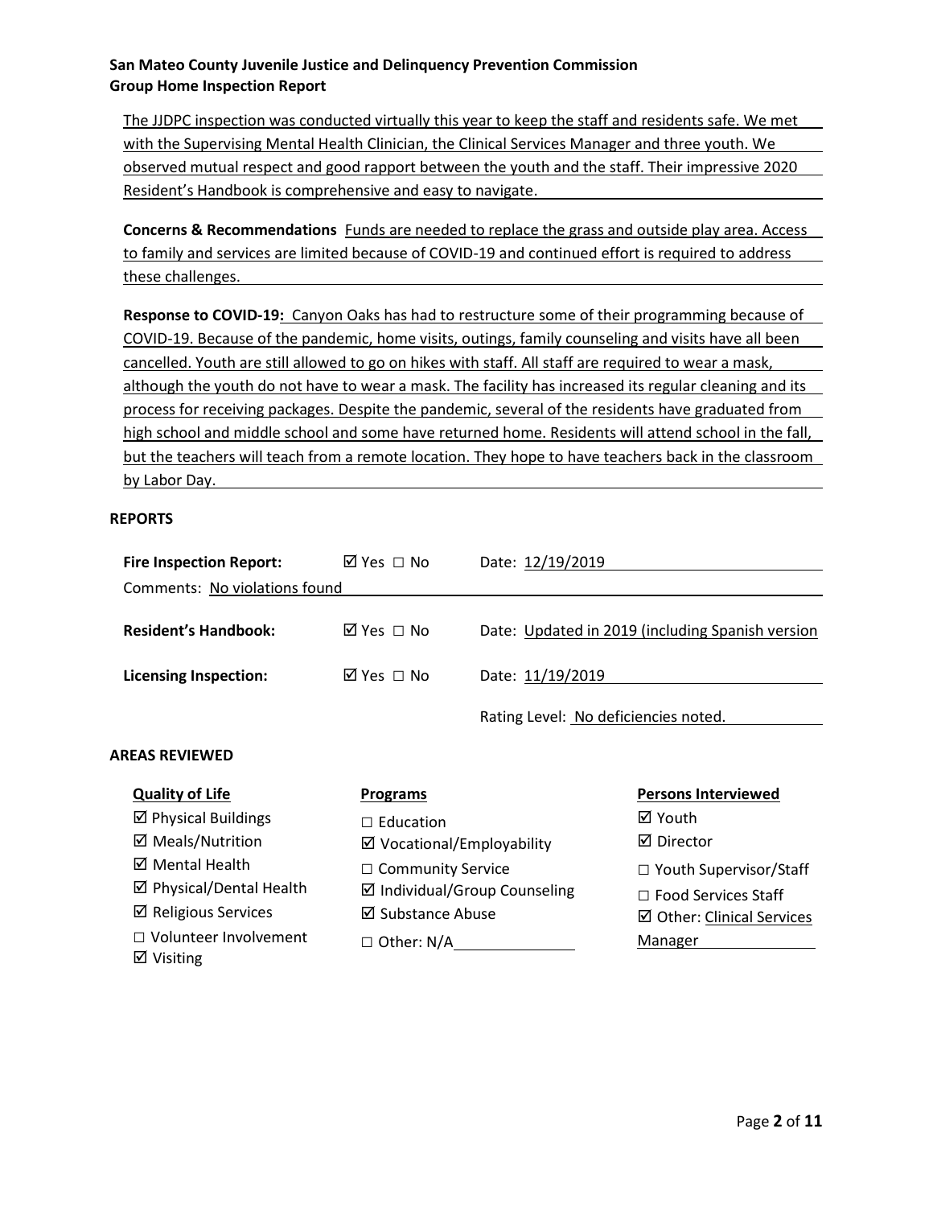**San Mateo County Juvenile Justice and Delinquency Prevention Commission**
**Group Home Inspection Report**

The JJDPC inspection was conducted virtually this year to keep the staff and residents safe. We met with the Supervising Mental Health Clinician, the Clinical Services Manager and three youth. We observed mutual respect and good rapport between the youth and the staff. Their impressive 2020 Resident's Handbook is comprehensive and easy to navigate.

**Concerns & Recommendations** Funds are needed to replace the grass and outside play area. Access to family and services are limited because of COVID-19 and continued effort is required to address these challenges.

**Response to COVID-19:** Canyon Oaks has had to restructure some of their programming because of COVID-19. Because of the pandemic, home visits, outings, family counseling and visits have all been cancelled. Youth are still allowed to go on hikes with staff. All staff are required to wear a mask, although the youth do not have to wear a mask. The facility has increased its regular cleaning and its process for receiving packages. Despite the pandemic, several of the residents have graduated from high school and middle school and some have returned home. Residents will attend school in the fall, but the teachers will teach from a remote location. They hope to have teachers back in the classroom by Labor Day.

## REPORTS

**Fire Inspection Report:** ☑ Yes ☐ No Date: 12/19/2019

Comments: No violations found

**Resident's Handbook:** ☑ Yes ☐ No Date: Updated in 2019 (including Spanish version

**Licensing Inspection:** ☑ Yes ☐ No Date: 11/19/2019

Rating Level: No deficiencies noted.

## AREAS REVIEWED

**Quality of Life**
- ☑ Physical Buildings
- ☑ Meals/Nutrition
- ☑ Mental Health
- ☑ Physical/Dental Health
- ☑ Religious Services
- ☐ Volunteer Involvement
- ☑ Visiting

**Programs**
- ☐ Education
- ☑ Vocational/Employability
- ☐ Community Service
- ☑ Individual/Group Counseling
- ☑ Substance Abuse
- ☐ Other: N/A

**Persons Interviewed**
- ☑ Youth
- ☑ Director
- ☐ Youth Supervisor/Staff
- ☐ Food Services Staff
- ☑ Other: Clinical Services Manager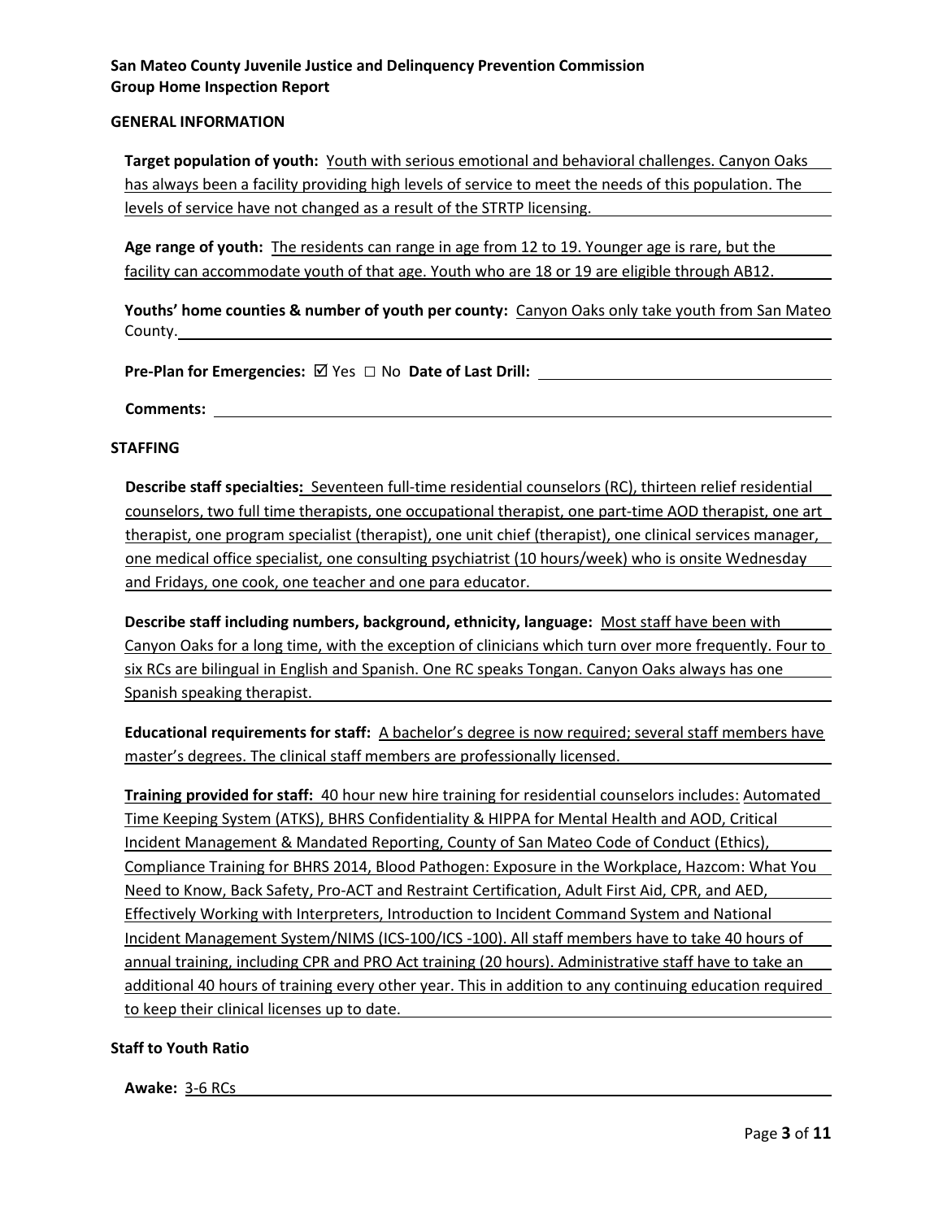**San Mateo County Juvenile Justice and Delinquency Prevention Commission**
**Group Home Inspection Report**

## GENERAL INFORMATION

**Target population of youth:** Youth with serious emotional and behavioral challenges. Canyon Oaks has always been a facility providing high levels of service to meet the needs of this population. The levels of service have not changed as a result of the STRTP licensing.

**Age range of youth:** The residents can range in age from 12 to 19. Younger age is rare, but the facility can accommodate youth of that age. Youth who are 18 or 19 are eligible through AB12.

**Youths' home counties & number of youth per county:** Canyon Oaks only take youth from San Mateo County.

**Pre-Plan for Emergencies:** ☑ Yes ☐ No **Date of Last Drill:**

**Comments:**

## STAFFING

**Describe staff specialties:** Seventeen full-time residential counselors (RC), thirteen relief residential counselors, two full time therapists, one occupational therapist, one part-time AOD therapist, one art therapist, one program specialist (therapist), one unit chief (therapist), one clinical services manager, one medical office specialist, one consulting psychiatrist (10 hours/week) who is onsite Wednesday and Fridays, one cook, one teacher and one para educator.

**Describe staff including numbers, background, ethnicity, language:** Most staff have been with Canyon Oaks for a long time, with the exception of clinicians which turn over more frequently. Four to six RCs are bilingual in English and Spanish. One RC speaks Tongan. Canyon Oaks always has one Spanish speaking therapist.

**Educational requirements for staff:** A bachelor's degree is now required; several staff members have master's degrees. The clinical staff members are professionally licensed.

**Training provided for staff:** 40 hour new hire training for residential counselors includes: Automated Time Keeping System (ATKS), BHRS Confidentiality & HIPPA for Mental Health and AOD, Critical Incident Management & Mandated Reporting, County of San Mateo Code of Conduct (Ethics), Compliance Training for BHRS 2014, Blood Pathogen: Exposure in the Workplace, Hazcom: What You Need to Know, Back Safety, Pro-ACT and Restraint Certification, Adult First Aid, CPR, and AED, Effectively Working with Interpreters, Introduction to Incident Command System and National Incident Management System/NIMS (ICS-100/ICS -100). All staff members have to take 40 hours of annual training, including CPR and PRO Act training (20 hours). Administrative staff have to take an additional 40 hours of training every other year. This in addition to any continuing education required to keep their clinical licenses up to date.

### Staff to Youth Ratio

**Awake:** 3-6 RCs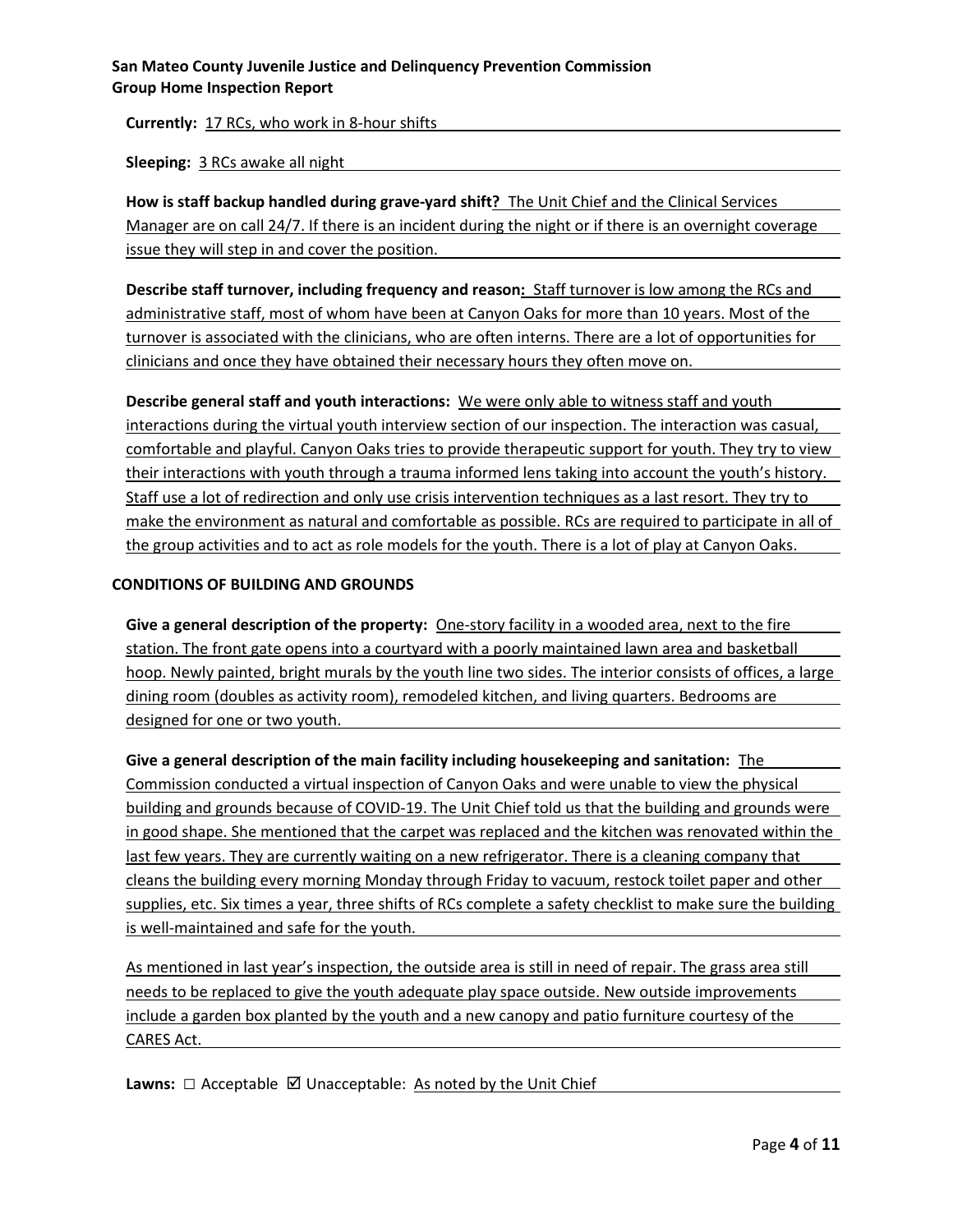**Currently:** 17 RCs, who work in 8-hour shifts

**Sleeping:** 3 RCs awake all night

**How is staff backup handled during grave-yard shift?** The Unit Chief and the Clinical Services Manager are on call 24/7. If there is an incident during the night or if there is an overnight coverage issue they will step in and cover the position.

**Describe staff turnover, including frequency and reason:** Staff turnover is low among the RCs and administrative staff, most of whom have been at Canyon Oaks for more than 10 years. Most of the turnover is associated with the clinicians, who are often interns. There are a lot of opportunities for clinicians and once they have obtained their necessary hours they often move on.

**Describe general staff and youth interactions:** We were only able to witness staff and youth interactions during the virtual youth interview section of our inspection. The interaction was casual, comfortable and playful. Canyon Oaks tries to provide therapeutic support for youth. They try to view their interactions with youth through a trauma informed lens taking into account the youth's history. Staff use a lot of redirection and only use crisis intervention techniques as a last resort. They try to make the environment as natural and comfortable as possible. RCs are required to participate in all of the group activities and to act as role models for the youth. There is a lot of play at Canyon Oaks.

## CONDITIONS OF BUILDING AND GROUNDS

**Give a general description of the property:** One-story facility in a wooded area, next to the fire station. The front gate opens into a courtyard with a poorly maintained lawn area and basketball hoop. Newly painted, bright murals by the youth line two sides. The interior consists of offices, a large dining room (doubles as activity room), remodeled kitchen, and living quarters. Bedrooms are designed for one or two youth.

**Give a general description of the main facility including housekeeping and sanitation:** The Commission conducted a virtual inspection of Canyon Oaks and were unable to view the physical building and grounds because of COVID-19. The Unit Chief told us that the building and grounds were in good shape. She mentioned that the carpet was replaced and the kitchen was renovated within the last few years. They are currently waiting on a new refrigerator. There is a cleaning company that cleans the building every morning Monday through Friday to vacuum, restock toilet paper and other supplies, etc. Six times a year, three shifts of RCs complete a safety checklist to make sure the building is well-maintained and safe for the youth.

As mentioned in last year's inspection, the outside area is still in need of repair. The grass area still needs to be replaced to give the youth adequate play space outside. New outside improvements include a garden box planted by the youth and a new canopy and patio furniture courtesy of the CARES Act.

**Lawns:** ☐ Acceptable ☑ Unacceptable: As noted by the Unit Chief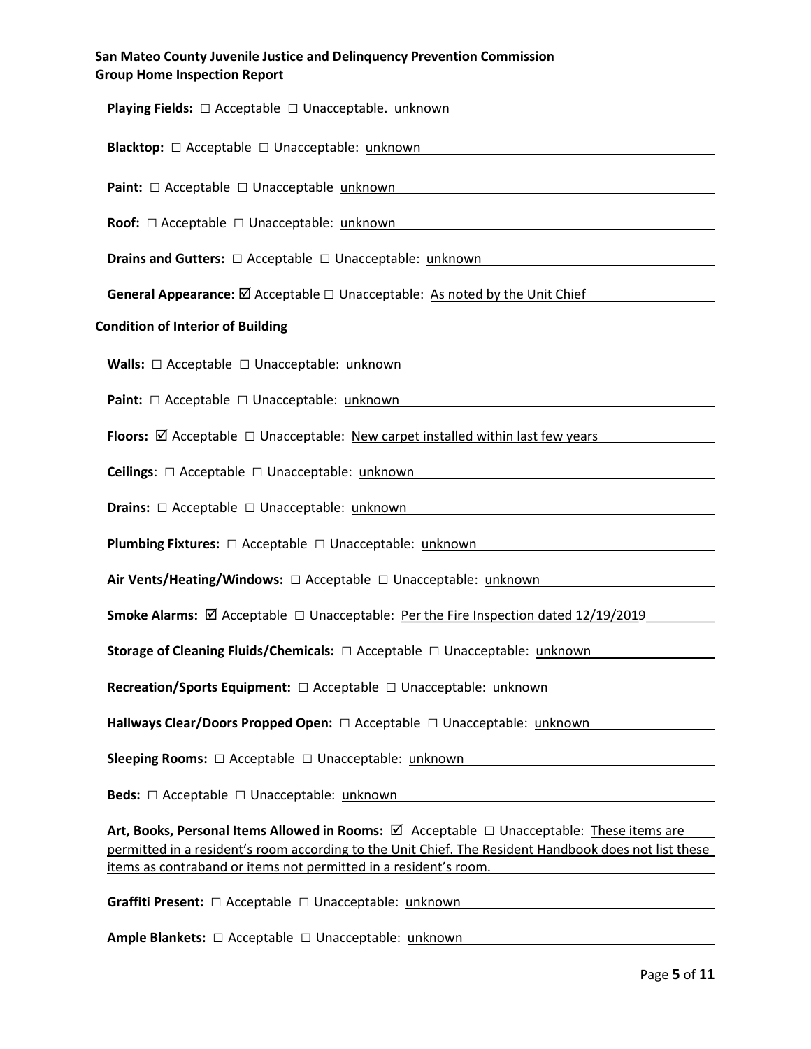**Playing Fields:** ☐ Acceptable ☐ Unacceptable. unknown

**Blacktop:** ☐ Acceptable ☐ Unacceptable: unknown

**Paint:** ☐ Acceptable ☐ Unacceptable unknown

**Roof:** ☐ Acceptable ☐ Unacceptable: unknown

**Drains and Gutters:** ☐ Acceptable ☐ Unacceptable: unknown

**General Appearance:** ☑ Acceptable ☐ Unacceptable: As noted by the Unit Chief

**Condition of Interior of Building**

**Walls:** ☐ Acceptable ☐ Unacceptable: unknown

**Paint:** ☐ Acceptable ☐ Unacceptable: unknown

**Floors:** ☑ Acceptable ☐ Unacceptable: New carpet installed within last few years

**Ceilings**: ☐ Acceptable ☐ Unacceptable: unknown

**Drains:** ☐ Acceptable ☐ Unacceptable: unknown

**Plumbing Fixtures:** ☐ Acceptable ☐ Unacceptable: unknown

**Air Vents/Heating/Windows:** ☐ Acceptable ☐ Unacceptable: unknown

**Smoke Alarms:** ☑ Acceptable ☐ Unacceptable: Per the Fire Inspection dated 12/19/2019

**Storage of Cleaning Fluids/Chemicals:** ☐ Acceptable ☐ Unacceptable: unknown

**Recreation/Sports Equipment:** ☐ Acceptable ☐ Unacceptable: unknown

**Hallways Clear/Doors Propped Open:** ☐ Acceptable ☐ Unacceptable: unknown

**Sleeping Rooms:** ☐ Acceptable ☐ Unacceptable: unknown

**Beds:** ☐ Acceptable ☐ Unacceptable: unknown

**Art, Books, Personal Items Allowed in Rooms:** ☑ Acceptable ☐ Unacceptable: These items are permitted in a resident's room according to the Unit Chief. The Resident Handbook does not list these items as contraband or items not permitted in a resident's room.

**Graffiti Present:** ☐ Acceptable ☐ Unacceptable: unknown

**Ample Blankets:** ☐ Acceptable ☐ Unacceptable: unknown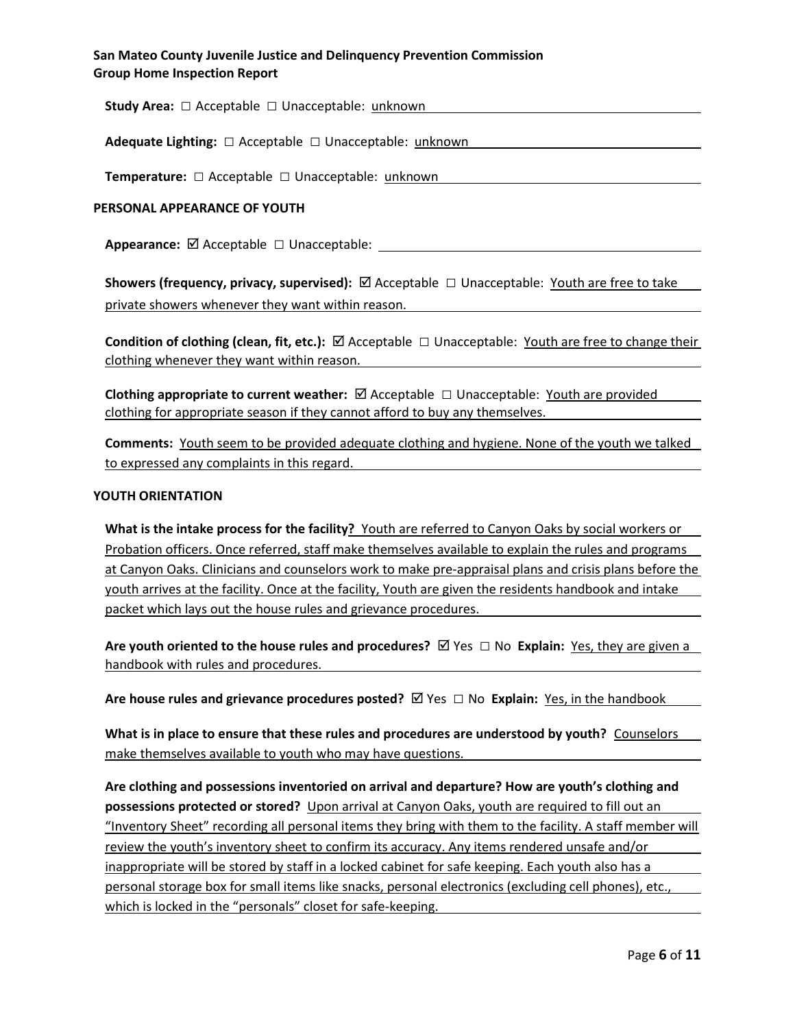**Study Area:** ☐ Acceptable ☐ Unacceptable: unknown

**Adequate Lighting:** ☐ Acceptable ☐ Unacceptable: unknown

**Temperature:** ☐ Acceptable ☐ Unacceptable: unknown

## PERSONAL APPEARANCE OF YOUTH

**Appearance:** ☑ Acceptable ☐ Unacceptable:

**Showers (frequency, privacy, supervised):** ☑ Acceptable ☐ Unacceptable: Youth are free to take private showers whenever they want within reason.

**Condition of clothing (clean, fit, etc.):** ☑ Acceptable ☐ Unacceptable: Youth are free to change their clothing whenever they want within reason.

**Clothing appropriate to current weather:** ☑ Acceptable ☐ Unacceptable: Youth are provided clothing for appropriate season if they cannot afford to buy any themselves.

**Comments:** Youth seem to be provided adequate clothing and hygiene. None of the youth we talked to expressed any complaints in this regard.

## YOUTH ORIENTATION

**What is the intake process for the facility?** Youth are referred to Canyon Oaks by social workers or Probation officers. Once referred, staff make themselves available to explain the rules and programs at Canyon Oaks. Clinicians and counselors work to make pre-appraisal plans and crisis plans before the youth arrives at the facility. Once at the facility, Youth are given the residents handbook and intake packet which lays out the house rules and grievance procedures.

**Are youth oriented to the house rules and procedures?** ☑ Yes ☐ No **Explain:** Yes, they are given a handbook with rules and procedures.

**Are house rules and grievance procedures posted?** ☑ Yes ☐ No **Explain:** Yes, in the handbook

**What is in place to ensure that these rules and procedures are understood by youth?** Counselors make themselves available to youth who may have questions.

**Are clothing and possessions inventoried on arrival and departure? How are youth's clothing and possessions protected or stored?** Upon arrival at Canyon Oaks, youth are required to fill out an "Inventory Sheet" recording all personal items they bring with them to the facility. A staff member will review the youth's inventory sheet to confirm its accuracy. Any items rendered unsafe and/or inappropriate will be stored by staff in a locked cabinet for safe keeping. Each youth also has a personal storage box for small items like snacks, personal electronics (excluding cell phones), etc., which is locked in the "personals" closet for safe-keeping.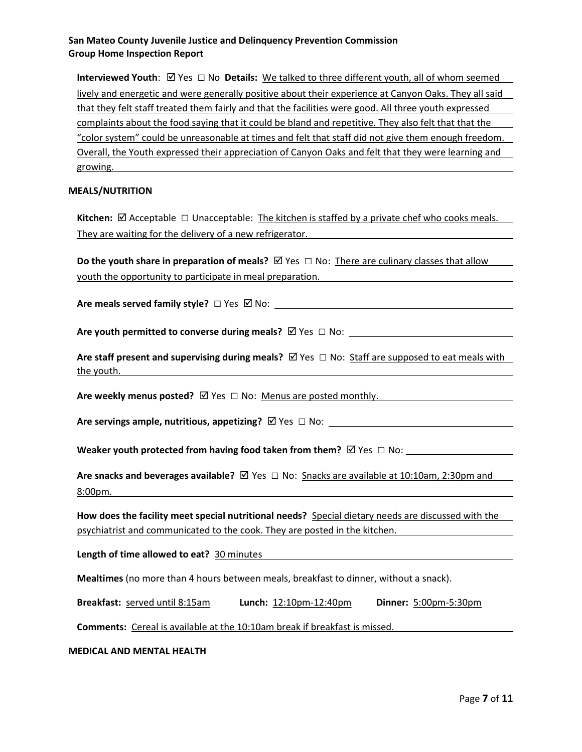**Interviewed Youth**: ☑ Yes ☐ No **Details:** We talked to three different youth, all of whom seemed lively and energetic and were generally positive about their experience at Canyon Oaks. They all said that they felt staff treated them fairly and that the facilities were good. All three youth expressed complaints about the food saying that it could be bland and repetitive. They also felt that that the "color system" could be unreasonable at times and felt that staff did not give them enough freedom. Overall, the Youth expressed their appreciation of Canyon Oaks and felt that they were learning and growing.

**MEALS/NUTRITION**

**Kitchen:** ☑ Acceptable ☐ Unacceptable: The kitchen is staffed by a private chef who cooks meals. They are waiting for the delivery of a new refrigerator.

**Do the youth share in preparation of meals?** ☑ Yes ☐ No: There are culinary classes that allow youth the opportunity to participate in meal preparation.

**Are meals served family style?** ☐ Yes ☑ No:

**Are youth permitted to converse during meals?** ☑ Yes ☐ No:

**Are staff present and supervising during meals?** ☑ Yes ☐ No: Staff are supposed to eat meals with the youth.

**Are weekly menus posted?** ☑ Yes ☐ No: Menus are posted monthly.

**Are servings ample, nutritious, appetizing?** ☑ Yes ☐ No:

**Weaker youth protected from having food taken from them?** ☑ Yes ☐ No:

**Are snacks and beverages available?** ☑ Yes ☐ No: Snacks are available at 10:10am, 2:30pm and 8:00pm.

**How does the facility meet special nutritional needs?** Special dietary needs are discussed with the psychiatrist and communicated to the cook. They are posted in the kitchen.

**Length of time allowed to eat?** 30 minutes

**Mealtimes** (no more than 4 hours between meals, breakfast to dinner, without a snack).

**Breakfast:** served until 8:15am **Lunch:** 12:10pm-12:40pm **Dinner:** 5:00pm-5:30pm

**Comments:** Cereal is available at the 10:10am break if breakfast is missed.

**MEDICAL AND MENTAL HEALTH**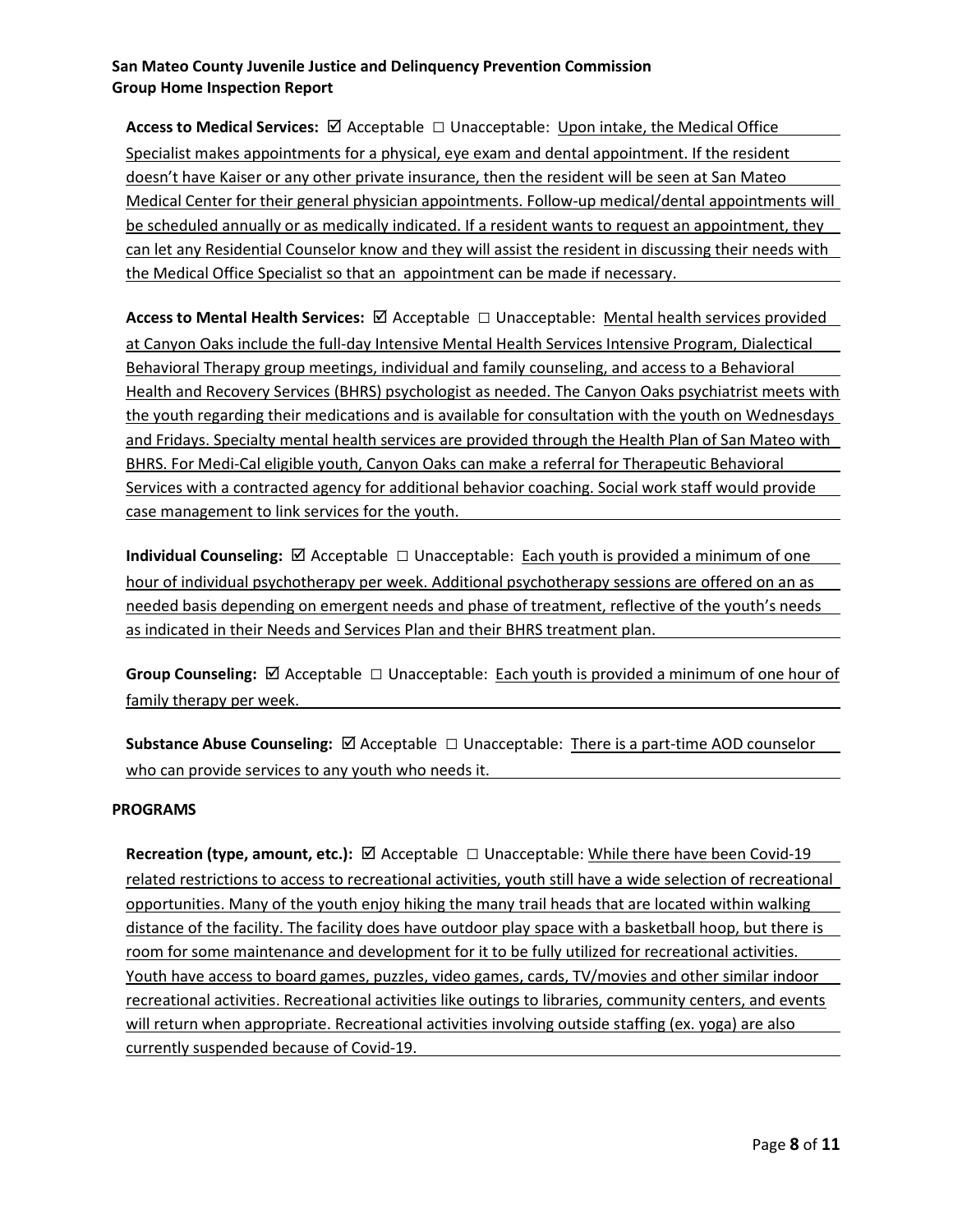**Access to Medical Services:** ☑ Acceptable ☐ Unacceptable: Upon intake, the Medical Office Specialist makes appointments for a physical, eye exam and dental appointment. If the resident doesn't have Kaiser or any other private insurance, then the resident will be seen at San Mateo Medical Center for their general physician appointments. Follow-up medical/dental appointments will be scheduled annually or as medically indicated. If a resident wants to request an appointment, they can let any Residential Counselor know and they will assist the resident in discussing their needs with the Medical Office Specialist so that an appointment can be made if necessary.

**Access to Mental Health Services:** ☑ Acceptable ☐ Unacceptable: Mental health services provided at Canyon Oaks include the full-day Intensive Mental Health Services Intensive Program, Dialectical Behavioral Therapy group meetings, individual and family counseling, and access to a Behavioral Health and Recovery Services (BHRS) psychologist as needed. The Canyon Oaks psychiatrist meets with the youth regarding their medications and is available for consultation with the youth on Wednesdays and Fridays. Specialty mental health services are provided through the Health Plan of San Mateo with BHRS. For Medi-Cal eligible youth, Canyon Oaks can make a referral for Therapeutic Behavioral Services with a contracted agency for additional behavior coaching. Social work staff would provide case management to link services for the youth.

**Individual Counseling:** ☑ Acceptable ☐ Unacceptable: Each youth is provided a minimum of one hour of individual psychotherapy per week. Additional psychotherapy sessions are offered on an as needed basis depending on emergent needs and phase of treatment, reflective of the youth's needs as indicated in their Needs and Services Plan and their BHRS treatment plan.

**Group Counseling:** ☑ Acceptable ☐ Unacceptable: Each youth is provided a minimum of one hour of family therapy per week.

**Substance Abuse Counseling:** ☑ Acceptable ☐ Unacceptable: There is a part-time AOD counselor who can provide services to any youth who needs it.

**PROGRAMS**

**Recreation (type, amount, etc.):** ☑ Acceptable ☐ Unacceptable: While there have been Covid-19 related restrictions to access to recreational activities, youth still have a wide selection of recreational opportunities. Many of the youth enjoy hiking the many trail heads that are located within walking distance of the facility. The facility does have outdoor play space with a basketball hoop, but there is room for some maintenance and development for it to be fully utilized for recreational activities. Youth have access to board games, puzzles, video games, cards, TV/movies and other similar indoor recreational activities. Recreational activities like outings to libraries, community centers, and events will return when appropriate. Recreational activities involving outside staffing (ex. yoga) are also currently suspended because of Covid-19.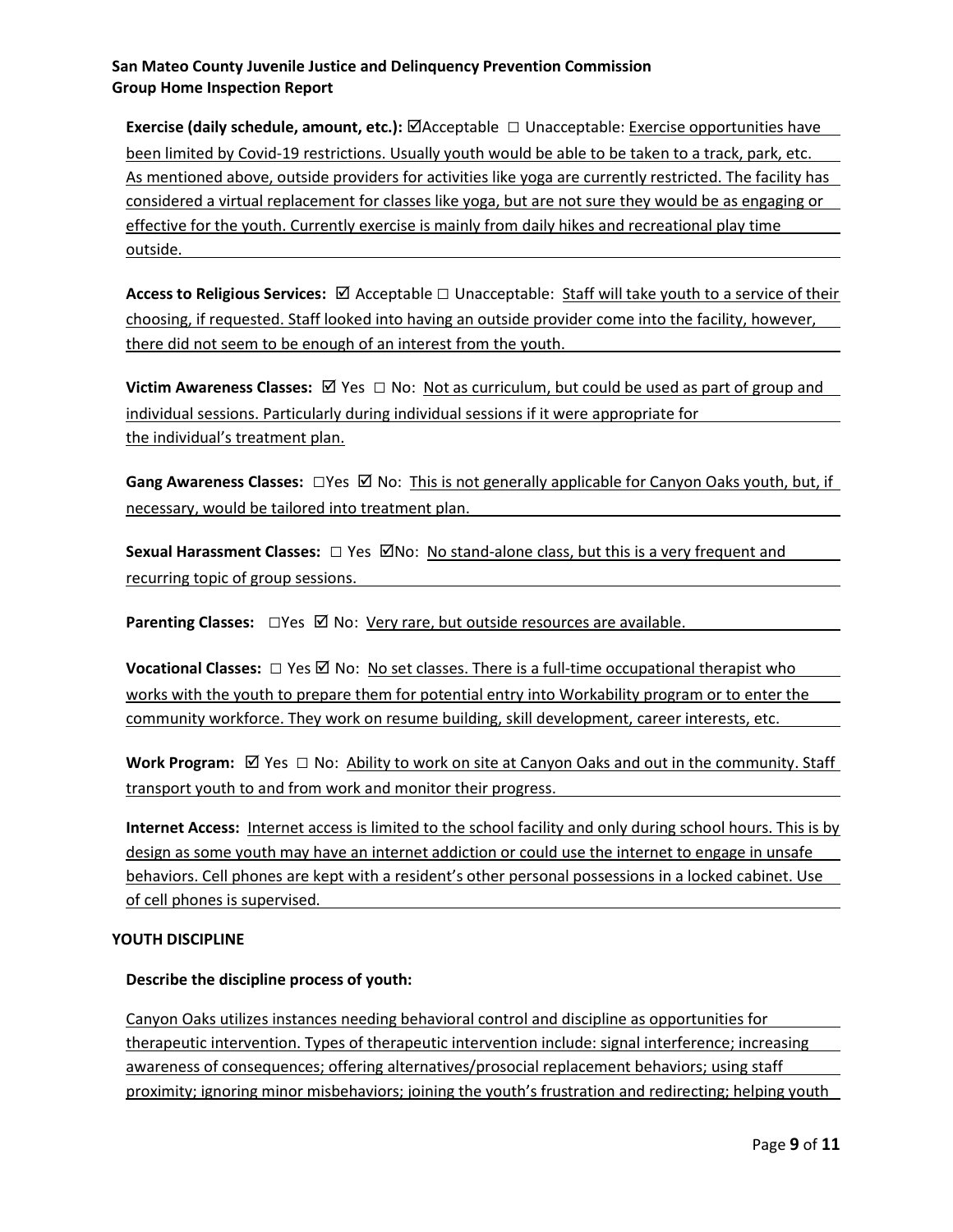**Exercise (daily schedule, amount, etc.):** ☑Acceptable ☐ Unacceptable: Exercise opportunities have been limited by Covid-19 restrictions. Usually youth would be able to be taken to a track, park, etc. As mentioned above, outside providers for activities like yoga are currently restricted. The facility has considered a virtual replacement for classes like yoga, but are not sure they would be as engaging or effective for the youth. Currently exercise is mainly from daily hikes and recreational play time outside.

**Access to Religious Services:** ☑ Acceptable ☐ Unacceptable: Staff will take youth to a service of their choosing, if requested. Staff looked into having an outside provider come into the facility, however, there did not seem to be enough of an interest from the youth.

**Victim Awareness Classes:** ☑ Yes ☐ No: Not as curriculum, but could be used as part of group and individual sessions. Particularly during individual sessions if it were appropriate for the individual's treatment plan.

**Gang Awareness Classes:** ☐Yes ☑ No: This is not generally applicable for Canyon Oaks youth, but, if necessary, would be tailored into treatment plan.

**Sexual Harassment Classes:** ☐ Yes ☑No: No stand-alone class, but this is a very frequent and recurring topic of group sessions.

**Parenting Classes:** ☐Yes ☑ No: Very rare, but outside resources are available.

**Vocational Classes:** ☐ Yes ☑ No: No set classes. There is a full-time occupational therapist who works with the youth to prepare them for potential entry into Workability program or to enter the community workforce. They work on resume building, skill development, career interests, etc.

**Work Program:** ☑ Yes ☐ No: Ability to work on site at Canyon Oaks and out in the community. Staff transport youth to and from work and monitor their progress.

**Internet Access:** Internet access is limited to the school facility and only during school hours. This is by design as some youth may have an internet addiction or could use the internet to engage in unsafe behaviors. Cell phones are kept with a resident's other personal possessions in a locked cabinet. Use of cell phones is supervised.

## YOUTH DISCIPLINE

**Describe the discipline process of youth:**

Canyon Oaks utilizes instances needing behavioral control and discipline as opportunities for therapeutic intervention. Types of therapeutic intervention include: signal interference; increasing awareness of consequences; offering alternatives/prosocial replacement behaviors; using staff proximity; ignoring minor misbehaviors; joining the youth's frustration and redirecting; helping youth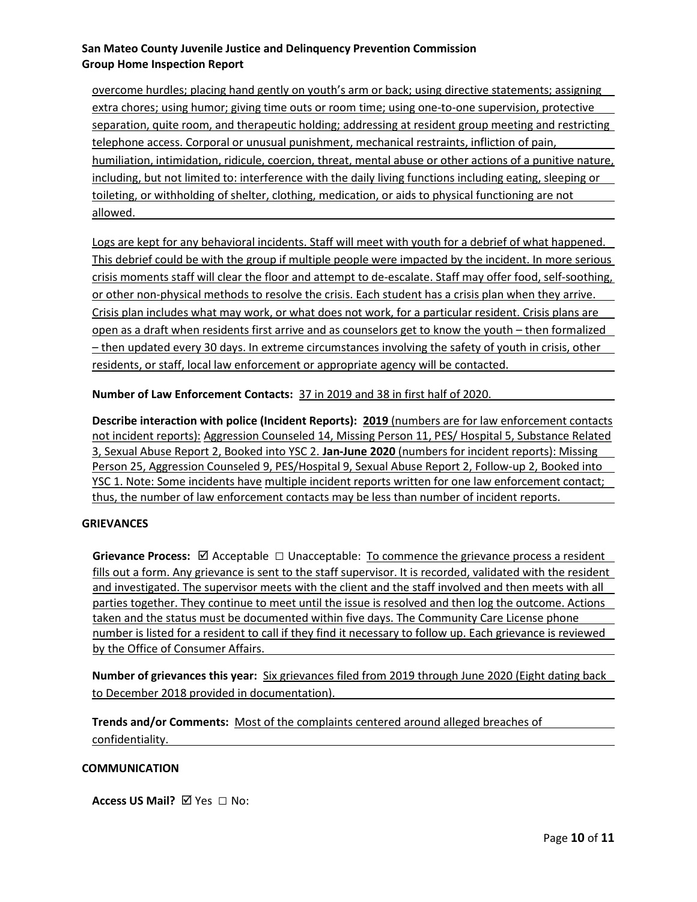overcome hurdles; placing hand gently on youth's arm or back; using directive statements; assigning extra chores; using humor; giving time outs or room time; using one-to-one supervision, protective separation, quite room, and therapeutic holding; addressing at resident group meeting and restricting telephone access. Corporal or unusual punishment, mechanical restraints, infliction of pain, humiliation, intimidation, ridicule, coercion, threat, mental abuse or other actions of a punitive nature, including, but not limited to: interference with the daily living functions including eating, sleeping or toileting, or withholding of shelter, clothing, medication, or aids to physical functioning are not allowed.

Logs are kept for any behavioral incidents. Staff will meet with youth for a debrief of what happened. This debrief could be with the group if multiple people were impacted by the incident. In more serious crisis moments staff will clear the floor and attempt to de-escalate. Staff may offer food, self-soothing, or other non-physical methods to resolve the crisis. Each student has a crisis plan when they arrive. Crisis plan includes what may work, or what does not work, for a particular resident. Crisis plans are open as a draft when residents first arrive and as counselors get to know the youth – then formalized – then updated every 30 days. In extreme circumstances involving the safety of youth in crisis, other residents, or staff, local law enforcement or appropriate agency will be contacted.

**Number of Law Enforcement Contacts:** 37 in 2019 and 38 in first half of 2020.

**Describe interaction with police (Incident Reports):** **2019** (numbers are for law enforcement contacts not incident reports): Aggression Counseled 14, Missing Person 11, PES/ Hospital 5, Substance Related 3, Sexual Abuse Report 2, Booked into YSC 2. **Jan-June 2020** (numbers for incident reports): Missing Person 25, Aggression Counseled 9, PES/Hospital 9, Sexual Abuse Report 2, Follow-up 2, Booked into YSC 1. Note: Some incidents have multiple incident reports written for one law enforcement contact; thus, the number of law enforcement contacts may be less than number of incident reports.

### GRIEVANCES

**Grievance Process:** ☑ Acceptable ☐ Unacceptable: To commence the grievance process a resident fills out a form. Any grievance is sent to the staff supervisor. It is recorded, validated with the resident and investigated. The supervisor meets with the client and the staff involved and then meets with all parties together. They continue to meet until the issue is resolved and then log the outcome. Actions taken and the status must be documented within five days. The Community Care License phone number is listed for a resident to call if they find it necessary to follow up. Each grievance is reviewed by the Office of Consumer Affairs.

**Number of grievances this year:** Six grievances filed from 2019 through June 2020 (Eight dating back to December 2018 provided in documentation).

**Trends and/or Comments:** Most of the complaints centered around alleged breaches of confidentiality.

### COMMUNICATION

**Access US Mail?** ☑ Yes ☐ No: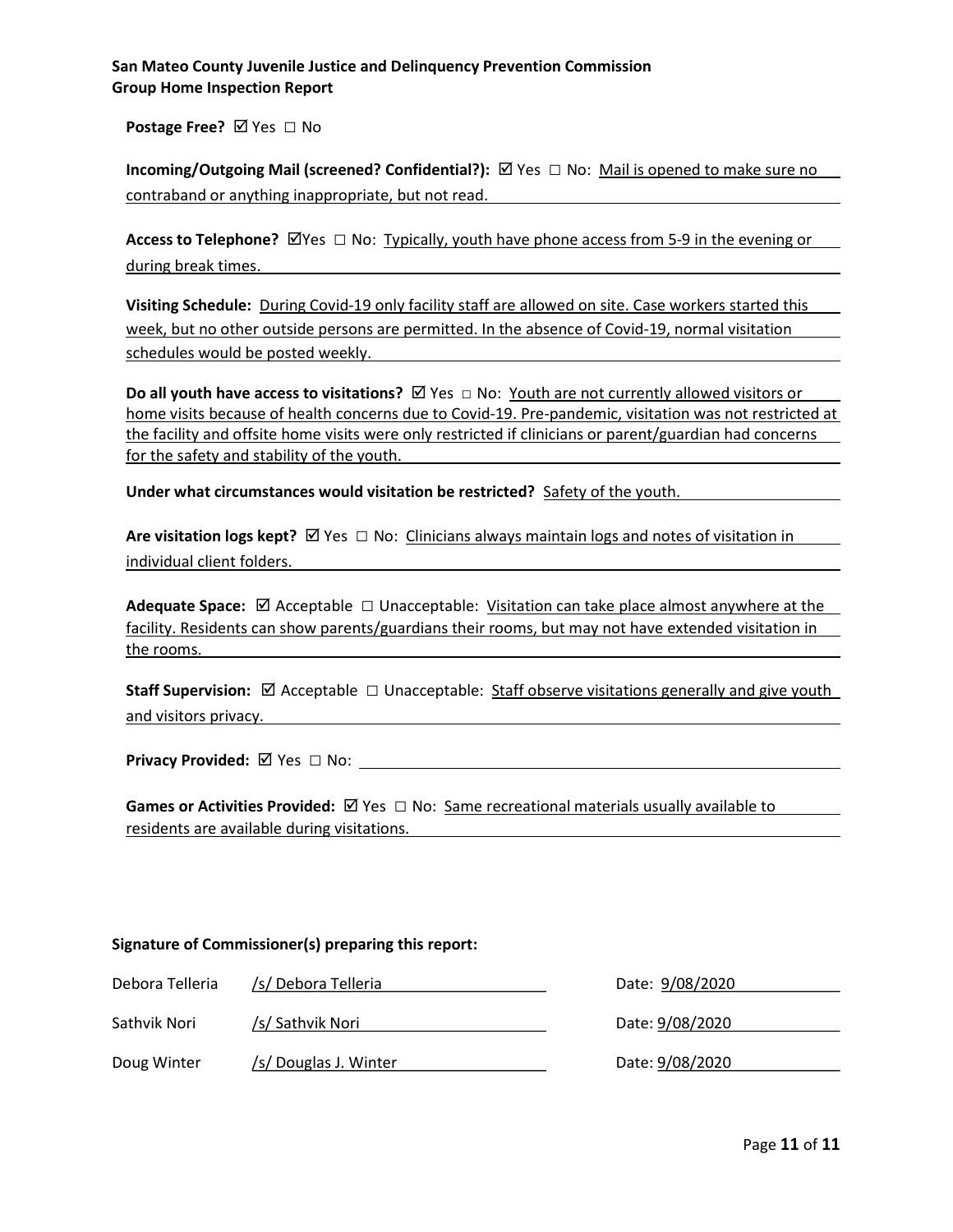**Postage Free?** ☑ Yes ☐ No

**Incoming/Outgoing Mail (screened? Confidential?):** ☑ Yes ☐ No: Mail is opened to make sure no contraband or anything inappropriate, but not read.

**Access to Telephone?** ☑Yes ☐ No: Typically, youth have phone access from 5-9 in the evening or during break times.

**Visiting Schedule:** During Covid-19 only facility staff are allowed on site. Case workers started this week, but no other outside persons are permitted. In the absence of Covid-19, normal visitation schedules would be posted weekly.

**Do all youth have access to visitations?** ☑ Yes ☐ No: Youth are not currently allowed visitors or home visits because of health concerns due to Covid-19. Pre-pandemic, visitation was not restricted at the facility and offsite home visits were only restricted if clinicians or parent/guardian had concerns for the safety and stability of the youth.

**Under what circumstances would visitation be restricted?** Safety of the youth.

**Are visitation logs kept?** ☑ Yes ☐ No: Clinicians always maintain logs and notes of visitation in individual client folders.

**Adequate Space:** ☑ Acceptable ☐ Unacceptable: Visitation can take place almost anywhere at the facility. Residents can show parents/guardians their rooms, but may not have extended visitation in the rooms.

**Staff Supervision:** ☑ Acceptable ☐ Unacceptable: Staff observe visitations generally and give youth and visitors privacy.

**Privacy Provided:** ☑ Yes ☐ No:

**Games or Activities Provided:** ☑ Yes ☐ No: Same recreational materials usually available to residents are available during visitations.

**Signature of Commissioner(s) preparing this report:**

| | | |
|---|---|---|
| Debora Telleria | /s/ Debora Telleria | Date: 9/08/2020 |
| Sathvik Nori | /s/ Sathvik Nori | Date: 9/08/2020 |
| Doug Winter | /s/ Douglas J. Winter | Date: 9/08/2020 |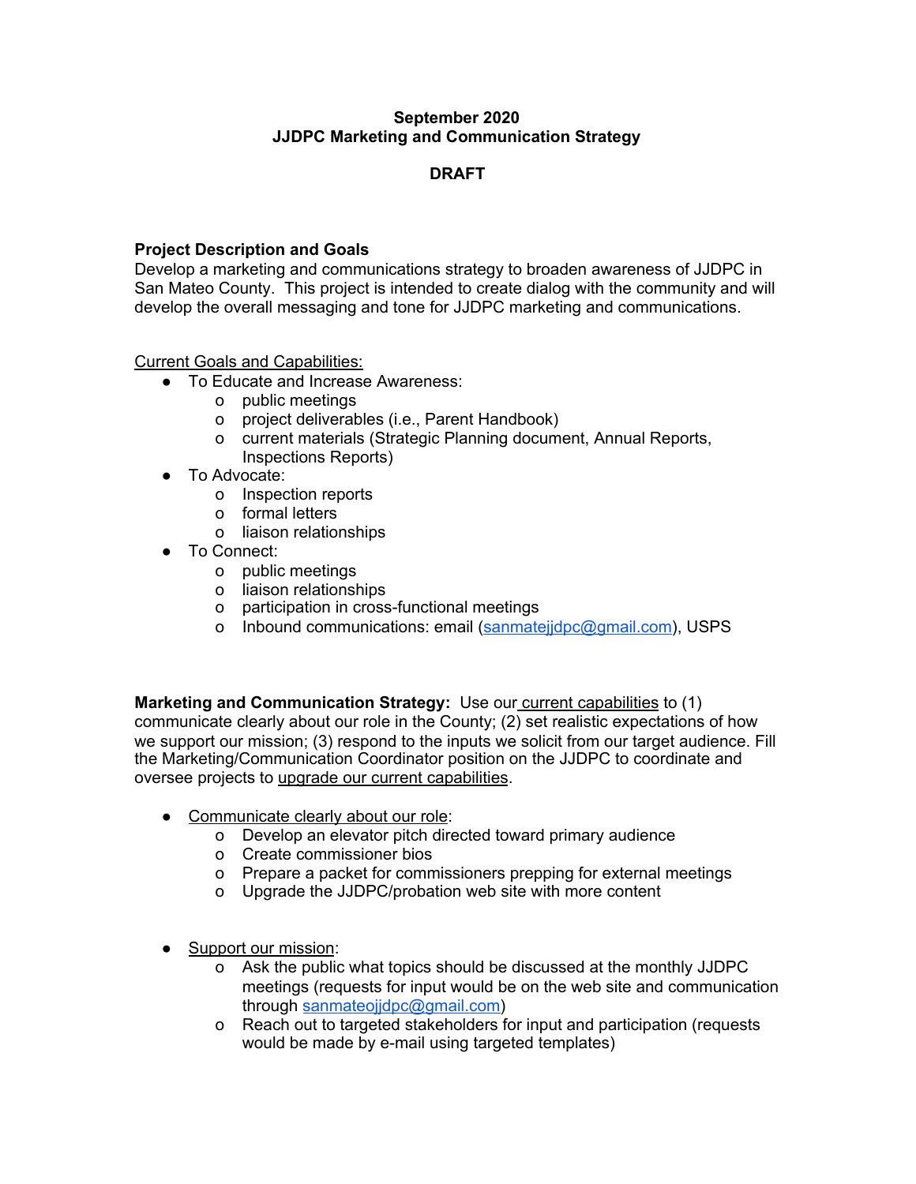**September 2020**
**JJDPC Marketing and Communication Strategy**

**DRAFT**

**Project Description and Goals**
Develop a marketing and communications strategy to broaden awareness of JJDPC in San Mateo County. This project is intended to create dialog with the community and will develop the overall messaging and tone for JJDPC marketing and communications.

<u>Current Goals and Capabilities:</u>

- To Educate and Increase Awareness:
  - public meetings
  - project deliverables (i.e., Parent Handbook)
  - current materials (Strategic Planning document, Annual Reports, Inspections Reports)
- To Advocate:
  - Inspection reports
  - formal letters
  - liaison relationships
- To Connect:
  - public meetings
  - liaison relationships
  - participation in cross-functional meetings
  - Inbound communications: email (sanmatejjdpc@gmail.com), USPS

**Marketing and Communication Strategy:** Use our <u>current capabilities</u> to (1) communicate clearly about our role in the County; (2) set realistic expectations of how we support our mission; (3) respond to the inputs we solicit from our target audience. Fill the Marketing/Communication Coordinator position on the JJDPC to coordinate and oversee projects to <u>upgrade our current capabilities</u>.

- <u>Communicate clearly about our role</u>:
  - Develop an elevator pitch directed toward primary audience
  - Create commissioner bios
  - Prepare a packet for commissioners prepping for external meetings
  - Upgrade the JJDPC/probation web site with more content
- <u>Support our mission</u>:
  - Ask the public what topics should be discussed at the monthly JJDPC meetings (requests for input would be on the web site and communication through sanmateojjdpc@gmail.com)
  - Reach out to targeted stakeholders for input and participation (requests would be made by e-mail using targeted templates)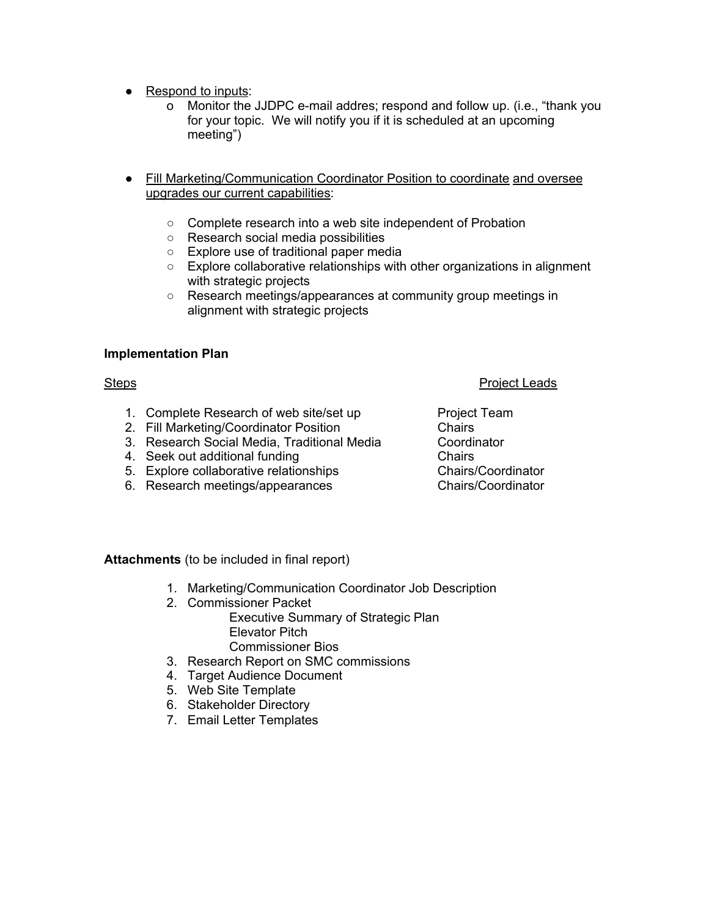- Respond to inputs:
    - Monitor the JJDPC e-mail addres; respond and follow up. (i.e., "thank you for your topic. We will notify you if it is scheduled at an upcoming meeting")

- Fill Marketing/Communication Coordinator Position to coordinate and oversee upgrades our current capabilities:
    - Complete research into a web site independent of Probation
    - Research social media possibilities
    - Explore use of traditional paper media
    - Explore collaborative relationships with other organizations in alignment with strategic projects
    - Research meetings/appearances at community group meetings in alignment with strategic projects

**Implementation Plan**

| Steps | Project Leads |
|---|---|
| 1. Complete Research of web site/set up | Project Team |
| 2. Fill Marketing/Coordinator Position | Chairs |
| 3. Research Social Media, Traditional Media | Coordinator |
| 4. Seek out additional funding | Chairs |
| 5. Explore collaborative relationships | Chairs/Coordinator |
| 6. Research meetings/appearances | Chairs/Coordinator |

**Attachments** (to be included in final report)

1. Marketing/Communication Coordinator Job Description
2. Commissioner Packet
    - Executive Summary of Strategic Plan
    - Elevator Pitch
    - Commissioner Bios
3. Research Report on SMC commissions
4. Target Audience Document
5. Web Site Template
6. Stakeholder Directory
7. Email Letter Templates